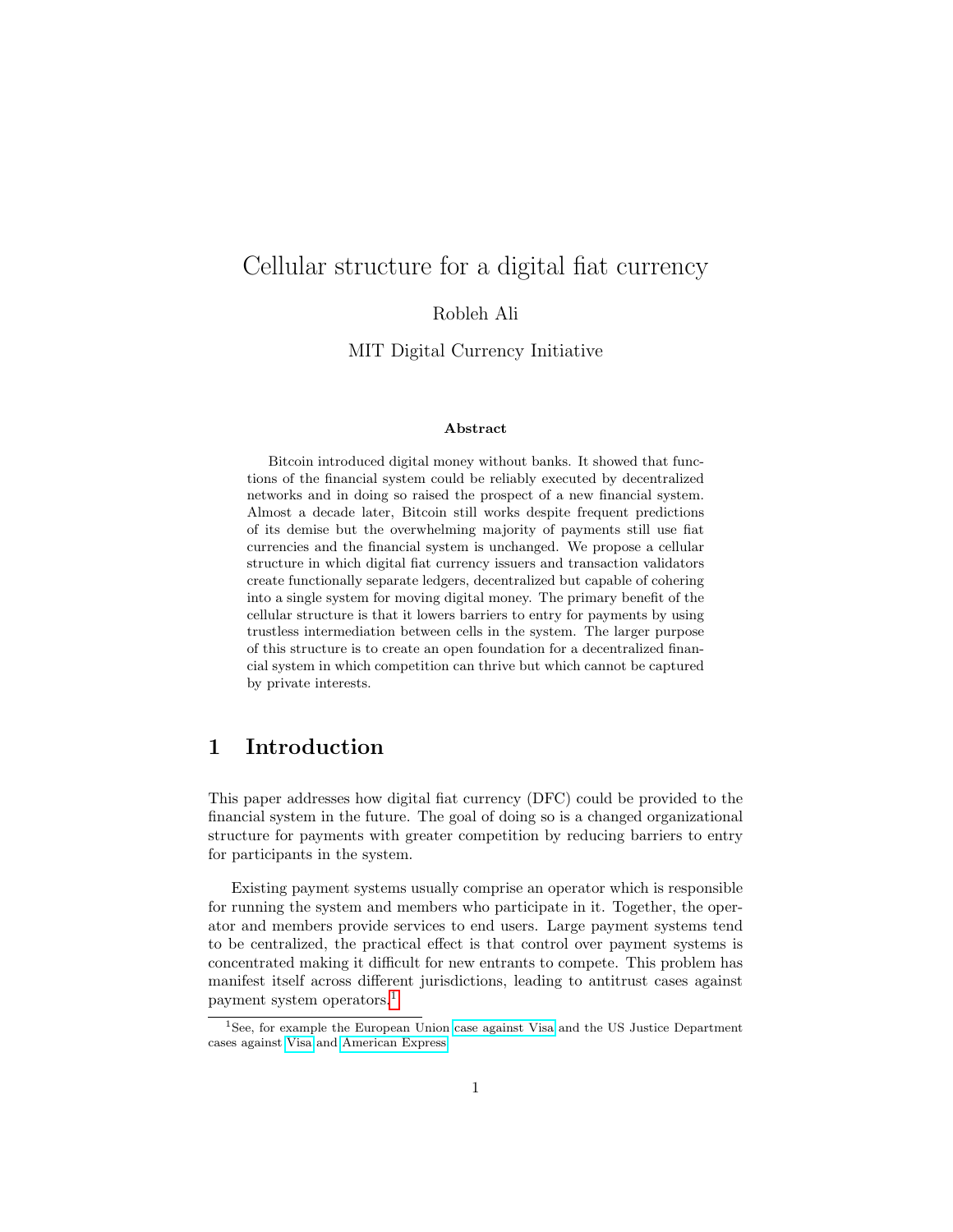# Cellular structure for a digital fiat currency

Robleh Ali

MIT Digital Currency Initiative

### Abstract

Bitcoin introduced digital money without banks. It showed that functions of the financial system could be reliably executed by decentralized networks and in doing so raised the prospect of a new financial system. Almost a decade later, Bitcoin still works despite frequent predictions of its demise but the overwhelming majority of payments still use fiat currencies and the financial system is unchanged. We propose a cellular structure in which digital fiat currency issuers and transaction validators create functionally separate ledgers, decentralized but capable of cohering into a single system for moving digital money. The primary benefit of the cellular structure is that it lowers barriers to entry for payments by using trustless intermediation between cells in the system. The larger purpose of this structure is to create an open foundation for a decentralized financial system in which competition can thrive but which cannot be captured by private interests.

## 1 Introduction

This paper addresses how digital fiat currency (DFC) could be provided to the financial system in the future. The goal of doing so is a changed organizational structure for payments with greater competition by reducing barriers to entry for participants in the system.

Existing payment systems usually comprise an operator which is responsible for running the system and members who participate in it. Together, the operator and members provide services to end users. Large payment systems tend to be centralized, the practical effect is that control over payment systems is concentrated making it difficult for new entrants to compete. This problem has manifest itself across different jurisdictions, leading to antitrust cases against payment system operators.[1]

[1] See, for example the European Union case against Visa and the US Justice Department cases against Visa and American Express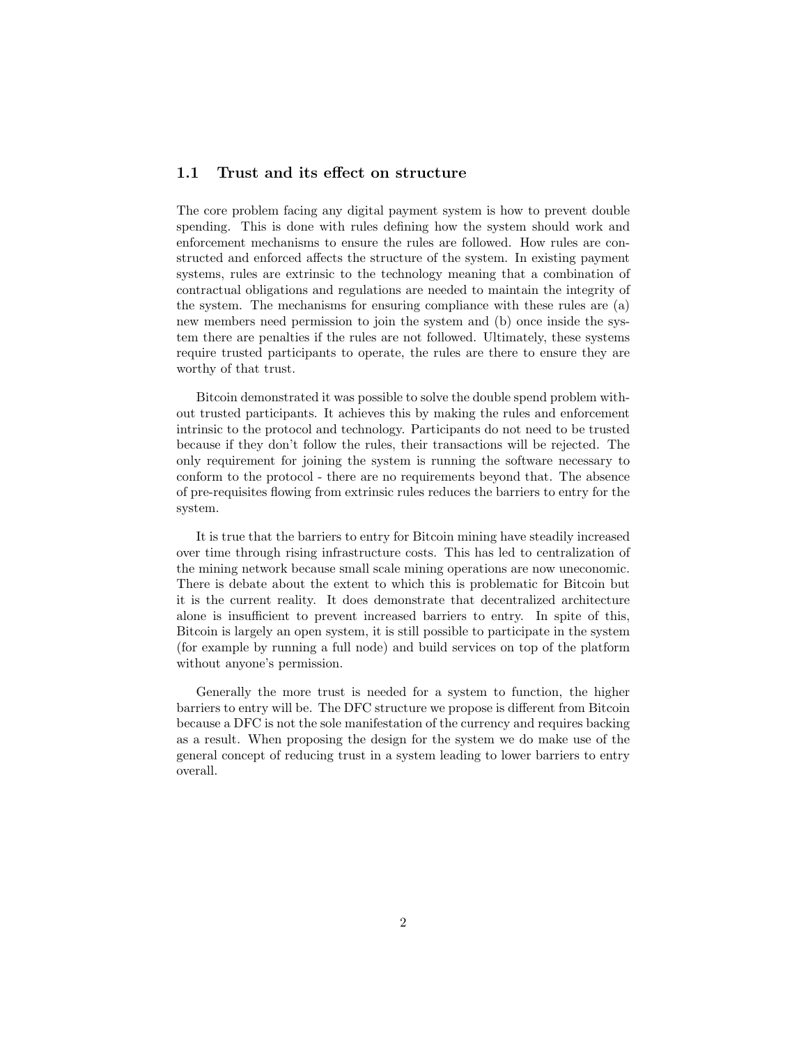### 1.1 Trust and its effect on structure

The core problem facing any digital payment system is how to prevent double spending. This is done with rules defining how the system should work and enforcement mechanisms to ensure the rules are followed. How rules are constructed and enforced affects the structure of the system. In existing payment systems, rules are extrinsic to the technology meaning that a combination of contractual obligations and regulations are needed to maintain the integrity of the system. The mechanisms for ensuring compliance with these rules are (a) new members need permission to join the system and (b) once inside the system there are penalties if the rules are not followed. Ultimately, these systems require trusted participants to operate, the rules are there to ensure they are worthy of that trust.

Bitcoin demonstrated it was possible to solve the double spend problem without trusted participants. It achieves this by making the rules and enforcement intrinsic to the protocol and technology. Participants do not need to be trusted because if they don't follow the rules, their transactions will be rejected. The only requirement for joining the system is running the software necessary to conform to the protocol - there are no requirements beyond that. The absence of pre-requisites flowing from extrinsic rules reduces the barriers to entry for the system.

It is true that the barriers to entry for Bitcoin mining have steadily increased over time through rising infrastructure costs. This has led to centralization of the mining network because small scale mining operations are now uneconomic. There is debate about the extent to which this is problematic for Bitcoin but it is the current reality. It does demonstrate that decentralized architecture alone is insufficient to prevent increased barriers to entry. In spite of this, Bitcoin is largely an open system, it is still possible to participate in the system (for example by running a full node) and build services on top of the platform without anyone's permission.

Generally the more trust is needed for a system to function, the higher barriers to entry will be. The DFC structure we propose is different from Bitcoin because a DFC is not the sole manifestation of the currency and requires backing as a result. When proposing the design for the system we do make use of the general concept of reducing trust in a system leading to lower barriers to entry overall.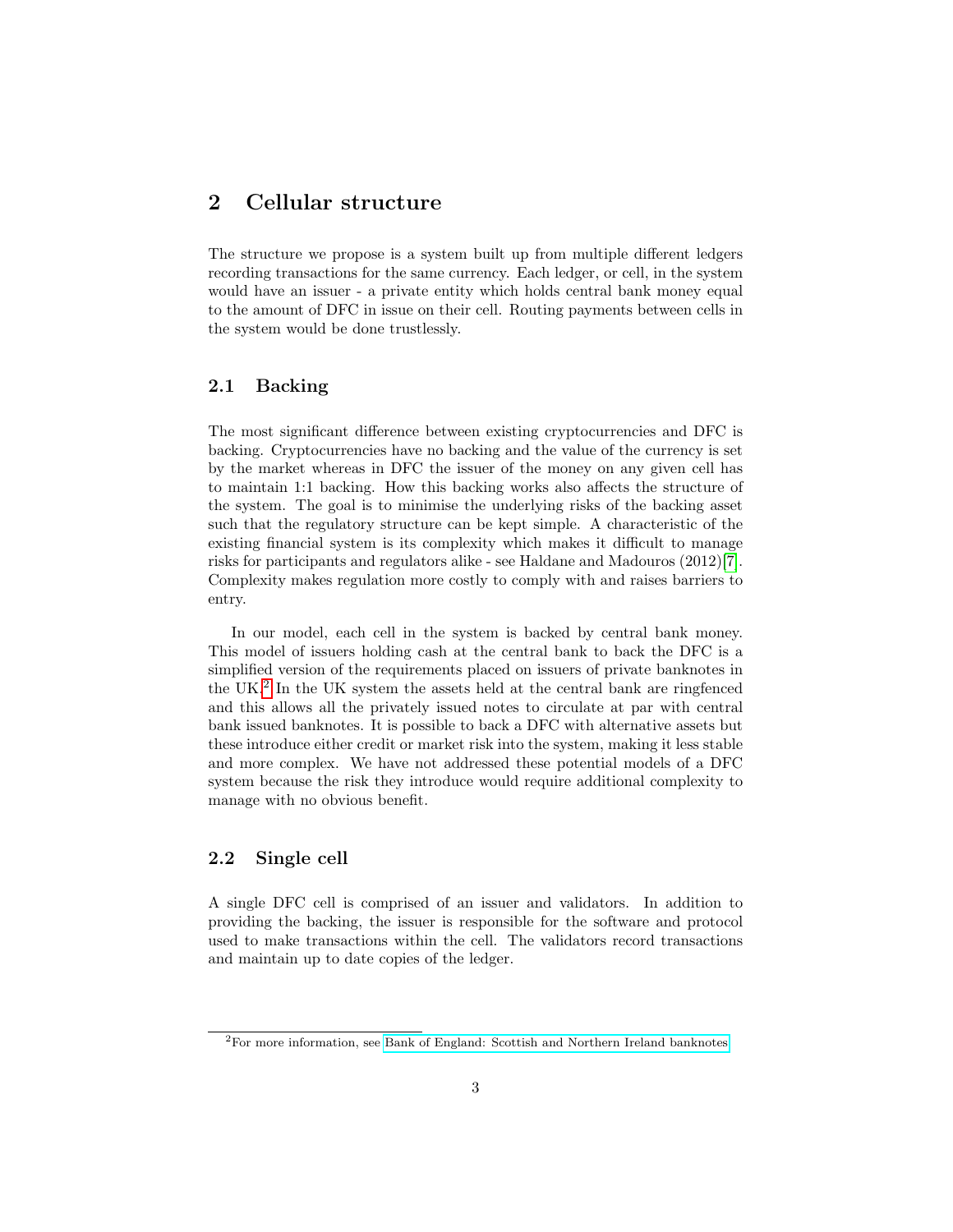## 2 Cellular structure

The structure we propose is a system built up from multiple different ledgers recording transactions for the same currency. Each ledger, or cell, in the system would have an issuer - a private entity which holds central bank money equal to the amount of DFC in issue on their cell. Routing payments between cells in the system would be done trustlessly.

### 2.1 Backing

The most significant difference between existing cryptocurrencies and DFC is backing. Cryptocurrencies have no backing and the value of the currency is set by the market whereas in DFC the issuer of the money on any given cell has to maintain 1:1 backing. How this backing works also affects the structure of the system. The goal is to minimise the underlying risks of the backing asset such that the regulatory structure can be kept simple. A characteristic of the existing financial system is its complexity which makes it difficult to manage risks for participants and regulators alike - see Haldane and Madouros (2012)[7]. Complexity makes regulation more costly to comply with and raises barriers to entry.

In our model, each cell in the system is backed by central bank money. This model of issuers holding cash at the central bank to back the DFC is a simplified version of the requirements placed on issuers of private banknotes in the UK.[2] In the UK system the assets held at the central bank are ringfenced and this allows all the privately issued notes to circulate at par with central bank issued banknotes. It is possible to back a DFC with alternative assets but these introduce either credit or market risk into the system, making it less stable and more complex. We have not addressed these potential models of a DFC system because the risk they introduce would require additional complexity to manage with no obvious benefit.

### 2.2 Single cell

A single DFC cell is comprised of an issuer and validators. In addition to providing the backing, the issuer is responsible for the software and protocol used to make transactions within the cell. The validators record transactions and maintain up to date copies of the ledger.

---

[2] For more information, see Bank of England: Scottish and Northern Ireland banknotes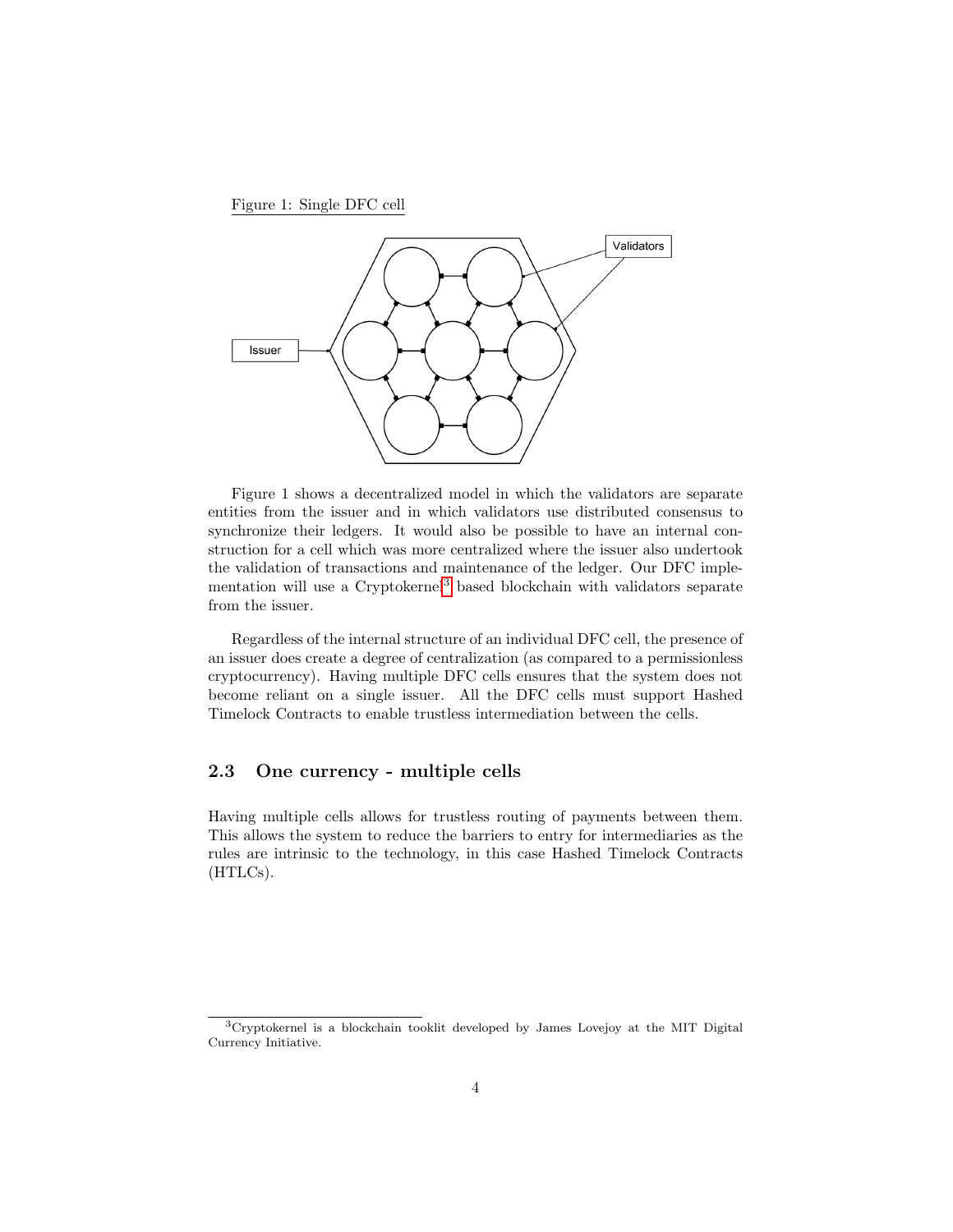Figure 1: Single DFC cell

Figure 1 shows a decentralized model in which the validators are separate entities from the issuer and in which validators use distributed consensus to synchronize their ledgers. It would also be possible to have an internal construction for a cell which was more centralized where the issuer also undertook the validation of transactions and maintenance of the ledger. Our DFC implementation will use a Cryptokernel[3] based blockchain with validators separate from the issuer.

Regardless of the internal structure of an individual DFC cell, the presence of an issuer does create a degree of centralization (as compared to a permissionless cryptocurrency). Having multiple DFC cells ensures that the system does not become reliant on a single issuer. All the DFC cells must support Hashed Timelock Contracts to enable trustless intermediation between the cells.

### 2.3 One currency - multiple cells

Having multiple cells allows for trustless routing of payments between them. This allows the system to reduce the barriers to entry for intermediaries as the rules are intrinsic to the technology, in this case Hashed Timelock Contracts (HTLCs).

[3] Cryptokernel is a blockchain tooklit developed by James Lovejoy at the MIT Digital Currency Initiative.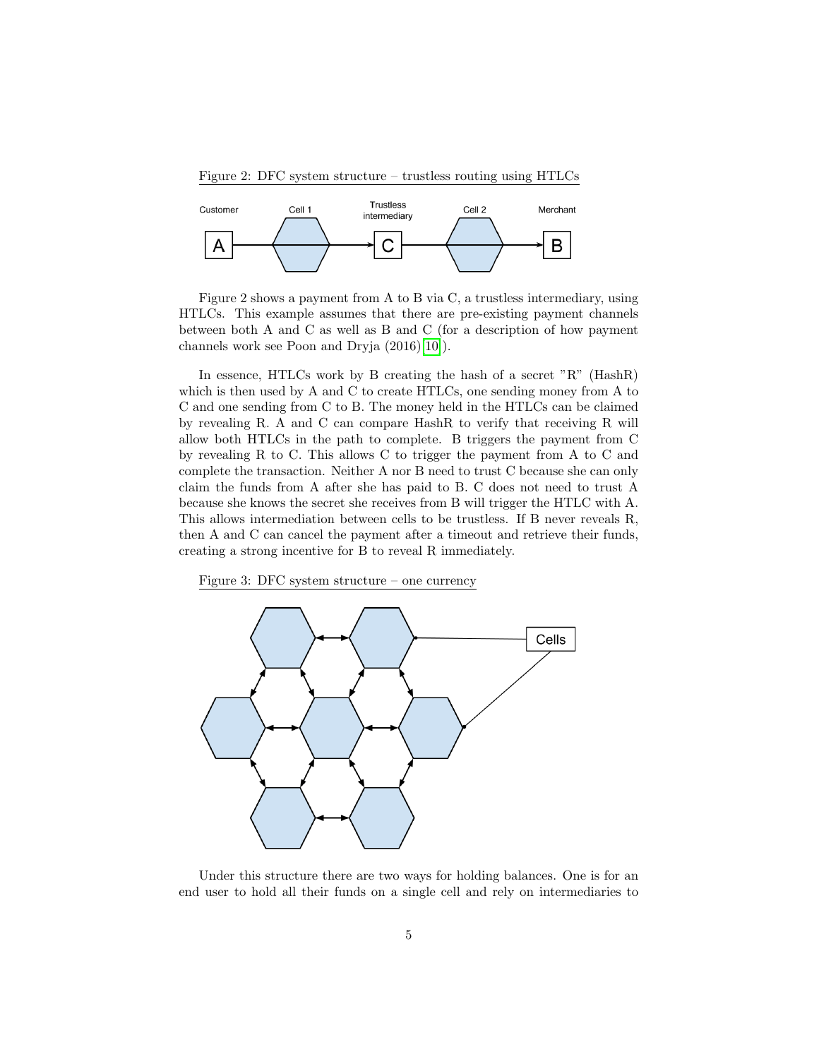Figure 2: DFC system structure – trustless routing using HTLCs

Figure 2 shows a payment from A to B via C, a trustless intermediary, using HTLCs. This example assumes that there are pre-existing payment channels between both A and C as well as B and C (for a description of how payment channels work see Poon and Dryja (2016)[10]).

In essence, HTLCs work by B creating the hash of a secret "R" (HashR) which is then used by A and C to create HTLCs, one sending money from A to C and one sending from C to B. The money held in the HTLCs can be claimed by revealing R. A and C can compare HashR to verify that receiving R will allow both HTLCs in the path to complete. B triggers the payment from C by revealing R to C. This allows C to trigger the payment from A to C and complete the transaction. Neither A nor B need to trust C because she can only claim the funds from A after she has paid to B. C does not need to trust A because she knows the secret she receives from B will trigger the HTLC with A. This allows intermediation between cells to be trustless. If B never reveals R, then A and C can cancel the payment after a timeout and retrieve their funds, creating a strong incentive for B to reveal R immediately.

Figure 3: DFC system structure – one currency

Under this structure there are two ways for holding balances. One is for an end user to hold all their funds on a single cell and rely on intermediaries to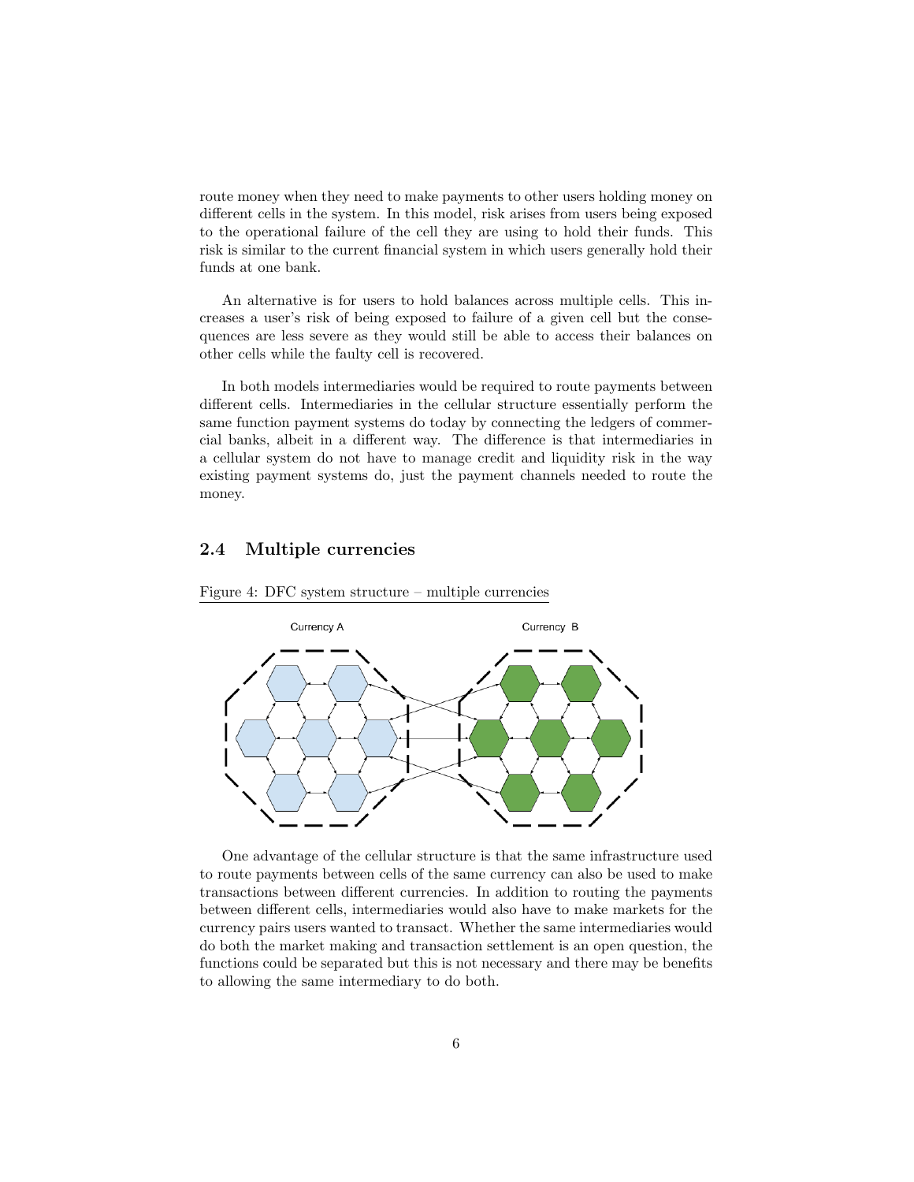route money when they need to make payments to other users holding money on different cells in the system. In this model, risk arises from users being exposed to the operational failure of the cell they are using to hold their funds. This risk is similar to the current financial system in which users generally hold their funds at one bank.

An alternative is for users to hold balances across multiple cells. This increases a user's risk of being exposed to failure of a given cell but the consequences are less severe as they would still be able to access their balances on other cells while the faulty cell is recovered.

In both models intermediaries would be required to route payments between different cells. Intermediaries in the cellular structure essentially perform the same function payment systems do today by connecting the ledgers of commercial banks, albeit in a different way. The difference is that intermediaries in a cellular system do not have to manage credit and liquidity risk in the way existing payment systems do, just the payment channels needed to route the money.

### 2.4 Multiple currencies

Figure 4: DFC system structure – multiple currencies

One advantage of the cellular structure is that the same infrastructure used to route payments between cells of the same currency can also be used to make transactions between different currencies. In addition to routing the payments between different cells, intermediaries would also have to make markets for the currency pairs users wanted to transact. Whether the same intermediaries would do both the market making and transaction settlement is an open question, the functions could be separated but this is not necessary and there may be benefits to allowing the same intermediary to do both.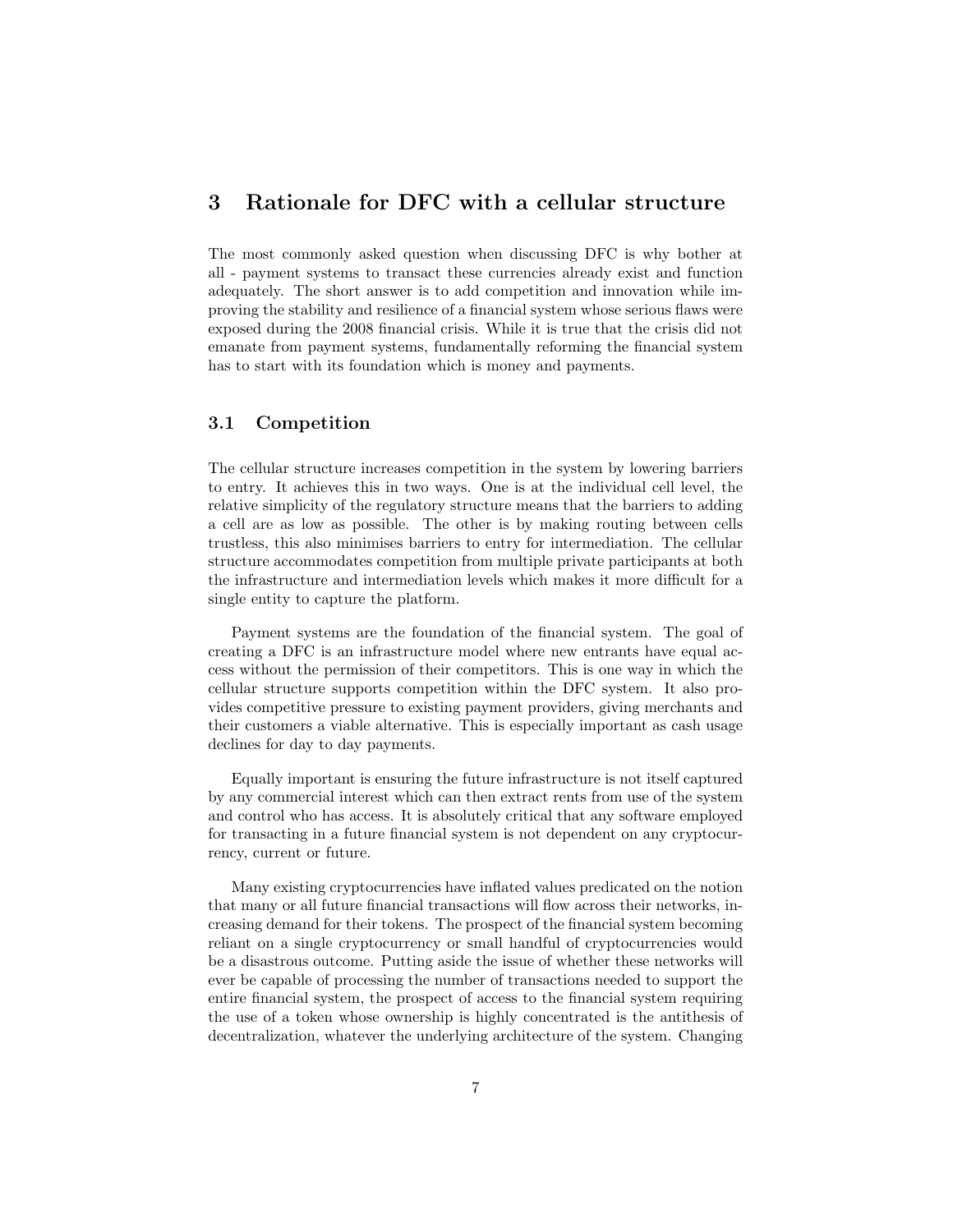# 3 Rationale for DFC with a cellular structure

The most commonly asked question when discussing DFC is why bother at all - payment systems to transact these currencies already exist and function adequately. The short answer is to add competition and innovation while improving the stability and resilience of a financial system whose serious flaws were exposed during the 2008 financial crisis. While it is true that the crisis did not emanate from payment systems, fundamentally reforming the financial system has to start with its foundation which is money and payments.

## 3.1 Competition

The cellular structure increases competition in the system by lowering barriers to entry. It achieves this in two ways. One is at the individual cell level, the relative simplicity of the regulatory structure means that the barriers to adding a cell are as low as possible. The other is by making routing between cells trustless, this also minimises barriers to entry for intermediation. The cellular structure accommodates competition from multiple private participants at both the infrastructure and intermediation levels which makes it more difficult for a single entity to capture the platform.

Payment systems are the foundation of the financial system. The goal of creating a DFC is an infrastructure model where new entrants have equal access without the permission of their competitors. This is one way in which the cellular structure supports competition within the DFC system. It also provides competitive pressure to existing payment providers, giving merchants and their customers a viable alternative. This is especially important as cash usage declines for day to day payments.

Equally important is ensuring the future infrastructure is not itself captured by any commercial interest which can then extract rents from use of the system and control who has access. It is absolutely critical that any software employed for transacting in a future financial system is not dependent on any cryptocurrency, current or future.

Many existing cryptocurrencies have inflated values predicated on the notion that many or all future financial transactions will flow across their networks, increasing demand for their tokens. The prospect of the financial system becoming reliant on a single cryptocurrency or small handful of cryptocurrencies would be a disastrous outcome. Putting aside the issue of whether these networks will ever be capable of processing the number of transactions needed to support the entire financial system, the prospect of access to the financial system requiring the use of a token whose ownership is highly concentrated is the antithesis of decentralization, whatever the underlying architecture of the system. Changing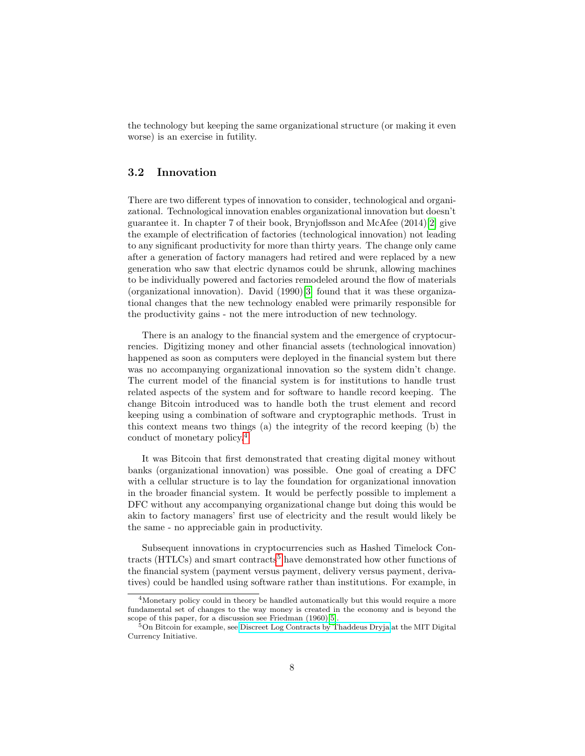the technology but keeping the same organizational structure (or making it even worse) is an exercise in futility.

### 3.2 Innovation

There are two different types of innovation to consider, technological and organizational. Technological innovation enables organizational innovation but doesn't guarantee it. In chapter 7 of their book, Brynjoflsson and McAfee (2014)[2] give the example of electrification of factories (technological innovation) not leading to any significant productivity for more than thirty years. The change only came after a generation of factory managers had retired and were replaced by a new generation who saw that electric dynamos could be shrunk, allowing machines to be individually powered and factories remodeled around the flow of materials (organizational innovation). David (1990)[3] found that it was these organizational changes that the new technology enabled were primarily responsible for the productivity gains - not the mere introduction of new technology.

There is an analogy to the financial system and the emergence of cryptocurrencies. Digitizing money and other financial assets (technological innovation) happened as soon as computers were deployed in the financial system but there was no accompanying organizational innovation so the system didn't change. The current model of the financial system is for institutions to handle trust related aspects of the system and for software to handle record keeping. The change Bitcoin introduced was to handle both the trust element and record keeping using a combination of software and cryptographic methods. Trust in this context means two things (a) the integrity of the record keeping (b) the conduct of monetary policy.[4]

It was Bitcoin that first demonstrated that creating digital money without banks (organizational innovation) was possible. One goal of creating a DFC with a cellular structure is to lay the foundation for organizational innovation in the broader financial system. It would be perfectly possible to implement a DFC without any accompanying organizational change but doing this would be akin to factory managers' first use of electricity and the result would likely be the same - no appreciable gain in productivity.

Subsequent innovations in cryptocurrencies such as Hashed Timelock Contracts (HTLCs) and smart contracts[5] have demonstrated how other functions of the financial system (payment versus payment, delivery versus payment, derivatives) could be handled using software rather than institutions. For example, in

---

[4] Monetary policy could in theory be handled automatically but this would require a more fundamental set of changes to the way money is created in the economy and is beyond the scope of this paper, for a discussion see Friedman (1960)[5].

[5] On Bitcoin for example, see Discreet Log Contracts by Thaddeus Dryja at the MIT Digital Currency Initiative.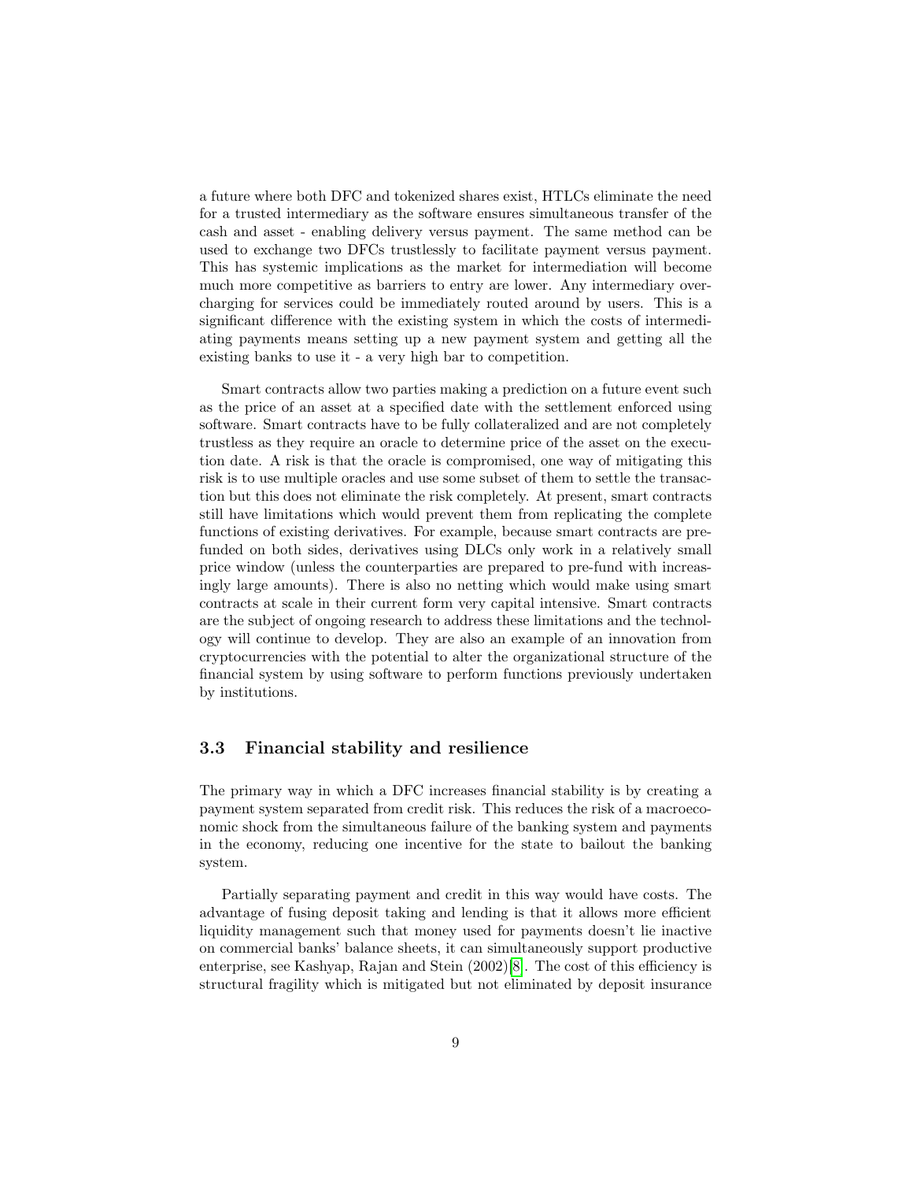a future where both DFC and tokenized shares exist, HTLCs eliminate the need for a trusted intermediary as the software ensures simultaneous transfer of the cash and asset - enabling delivery versus payment. The same method can be used to exchange two DFCs trustlessly to facilitate payment versus payment. This has systemic implications as the market for intermediation will become much more competitive as barriers to entry are lower. Any intermediary overcharging for services could be immediately routed around by users. This is a significant difference with the existing system in which the costs of intermediating payments means setting up a new payment system and getting all the existing banks to use it - a very high bar to competition.

Smart contracts allow two parties making a prediction on a future event such as the price of an asset at a specified date with the settlement enforced using software. Smart contracts have to be fully collateralized and are not completely trustless as they require an oracle to determine price of the asset on the execution date. A risk is that the oracle is compromised, one way of mitigating this risk is to use multiple oracles and use some subset of them to settle the transaction but this does not eliminate the risk completely. At present, smart contracts still have limitations which would prevent them from replicating the complete functions of existing derivatives. For example, because smart contracts are prefunded on both sides, derivatives using DLCs only work in a relatively small price window (unless the counterparties are prepared to pre-fund with increasingly large amounts). There is also no netting which would make using smart contracts at scale in their current form very capital intensive. Smart contracts are the subject of ongoing research to address these limitations and the technology will continue to develop. They are also an example of an innovation from cryptocurrencies with the potential to alter the organizational structure of the financial system by using software to perform functions previously undertaken by institutions.

### 3.3 Financial stability and resilience

The primary way in which a DFC increases financial stability is by creating a payment system separated from credit risk. This reduces the risk of a macroeconomic shock from the simultaneous failure of the banking system and payments in the economy, reducing one incentive for the state to bailout the banking system.

Partially separating payment and credit in this way would have costs. The advantage of fusing deposit taking and lending is that it allows more efficient liquidity management such that money used for payments doesn't lie inactive on commercial banks' balance sheets, it can simultaneously support productive enterprise, see Kashyap, Rajan and Stein (2002)[8]. The cost of this efficiency is structural fragility which is mitigated but not eliminated by deposit insurance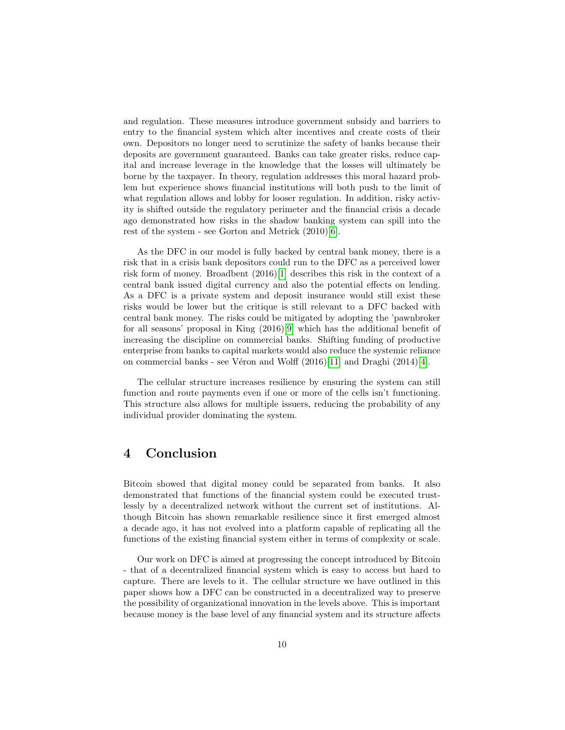and regulation. These measures introduce government subsidy and barriers to entry to the financial system which alter incentives and create costs of their own. Depositors no longer need to scrutinize the safety of banks because their deposits are government guaranteed. Banks can take greater risks, reduce capital and increase leverage in the knowledge that the losses will ultimately be borne by the taxpayer. In theory, regulation addresses this moral hazard problem but experience shows financial institutions will both push to the limit of what regulation allows and lobby for looser regulation. In addition, risky activity is shifted outside the regulatory perimeter and the financial crisis a decade ago demonstrated how risks in the shadow banking system can spill into the rest of the system - see Gorton and Metrick (2010)[6].

As the DFC in our model is fully backed by central bank money, there is a risk that in a crisis bank depositors could run to the DFC as a perceived lower risk form of money. Broadbent (2016)[1] describes this risk in the context of a central bank issued digital currency and also the potential effects on lending. As a DFC is a private system and deposit insurance would still exist these risks would be lower but the critique is still relevant to a DFC backed with central bank money. The risks could be mitigated by adopting the 'pawnbroker for all seasons' proposal in King (2016)[9] which has the additional benefit of increasing the discipline on commercial banks. Shifting funding of productive enterprise from banks to capital markets would also reduce the systemic reliance on commercial banks - see Véron and Wolff (2016)[11] and Draghi (2014)[4].

The cellular structure increases resilience by ensuring the system can still function and route payments even if one or more of the cells isn't functioning. This structure also allows for multiple issuers, reducing the probability of any individual provider dominating the system.

# 4 Conclusion

Bitcoin showed that digital money could be separated from banks. It also demonstrated that functions of the financial system could be executed trustlessly by a decentralized network without the current set of institutions. Although Bitcoin has shown remarkable resilience since it first emerged almost a decade ago, it has not evolved into a platform capable of replicating all the functions of the existing financial system either in terms of complexity or scale.

Our work on DFC is aimed at progressing the concept introduced by Bitcoin - that of a decentralized financial system which is easy to access but hard to capture. There are levels to it. The cellular structure we have outlined in this paper shows how a DFC can be constructed in a decentralized way to preserve the possibility of organizational innovation in the levels above. This is important because money is the base level of any financial system and its structure affects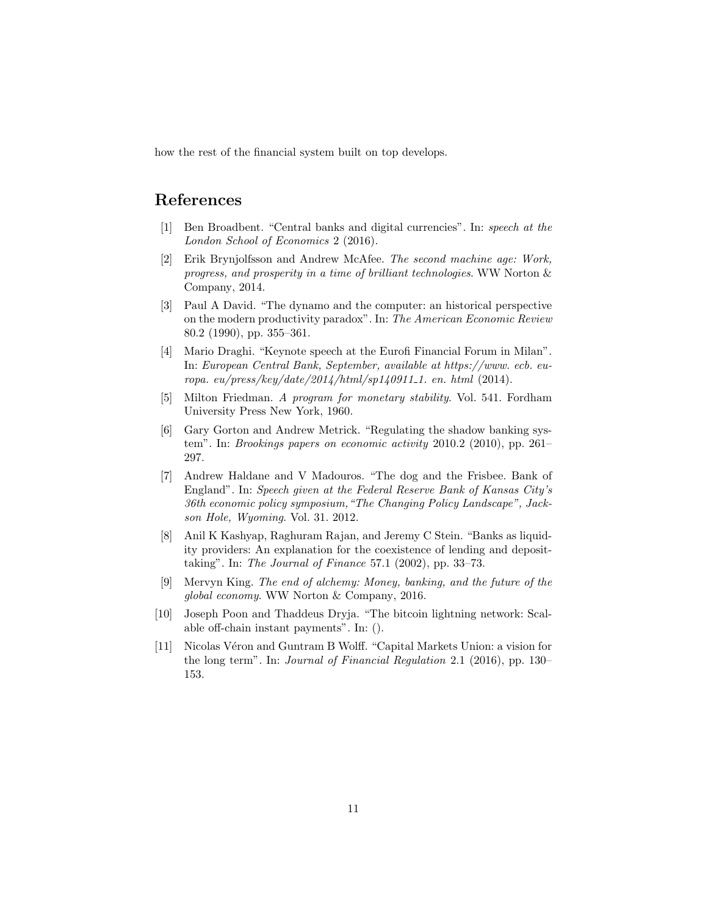how the rest of the financial system built on top develops.

## References

[1] Ben Broadbent. "Central banks and digital currencies". In: *speech at the London School of Economics* 2 (2016).

[2] Erik Brynjolfsson and Andrew McAfee. *The second machine age: Work, progress, and prosperity in a time of brilliant technologies.* WW Norton & Company, 2014.

[3] Paul A David. "The dynamo and the computer: an historical perspective on the modern productivity paradox". In: *The American Economic Review* 80.2 (1990), pp. 355–361.

[4] Mario Draghi. "Keynote speech at the Eurofi Financial Forum in Milan". In: *European Central Bank, September, available at https://www. ecb. europa. eu/press/key/date/2014/html/sp140911_1. en. html* (2014).

[5] Milton Friedman. *A program for monetary stability*. Vol. 541. Fordham University Press New York, 1960.

[6] Gary Gorton and Andrew Metrick. "Regulating the shadow banking system". In: *Brookings papers on economic activity* 2010.2 (2010), pp. 261–297.

[7] Andrew Haldane and V Madouros. "The dog and the Frisbee. Bank of England". In: *Speech given at the Federal Reserve Bank of Kansas City's 36th economic policy symposium, "The Changing Policy Landscape", Jackson Hole, Wyoming*. Vol. 31. 2012.

[8] Anil K Kashyap, Raghuram Rajan, and Jeremy C Stein. "Banks as liquidity providers: An explanation for the coexistence of lending and deposit-taking". In: *The Journal of Finance* 57.1 (2002), pp. 33–73.

[9] Mervyn King. *The end of alchemy: Money, banking, and the future of the global economy*. WW Norton & Company, 2016.

[10] Joseph Poon and Thaddeus Dryja. "The bitcoin lightning network: Scalable off-chain instant payments". In: ().

[11] Nicolas Véron and Guntram B Wolff. "Capital Markets Union: a vision for the long term". In: *Journal of Financial Regulation* 2.1 (2016), pp. 130–153.